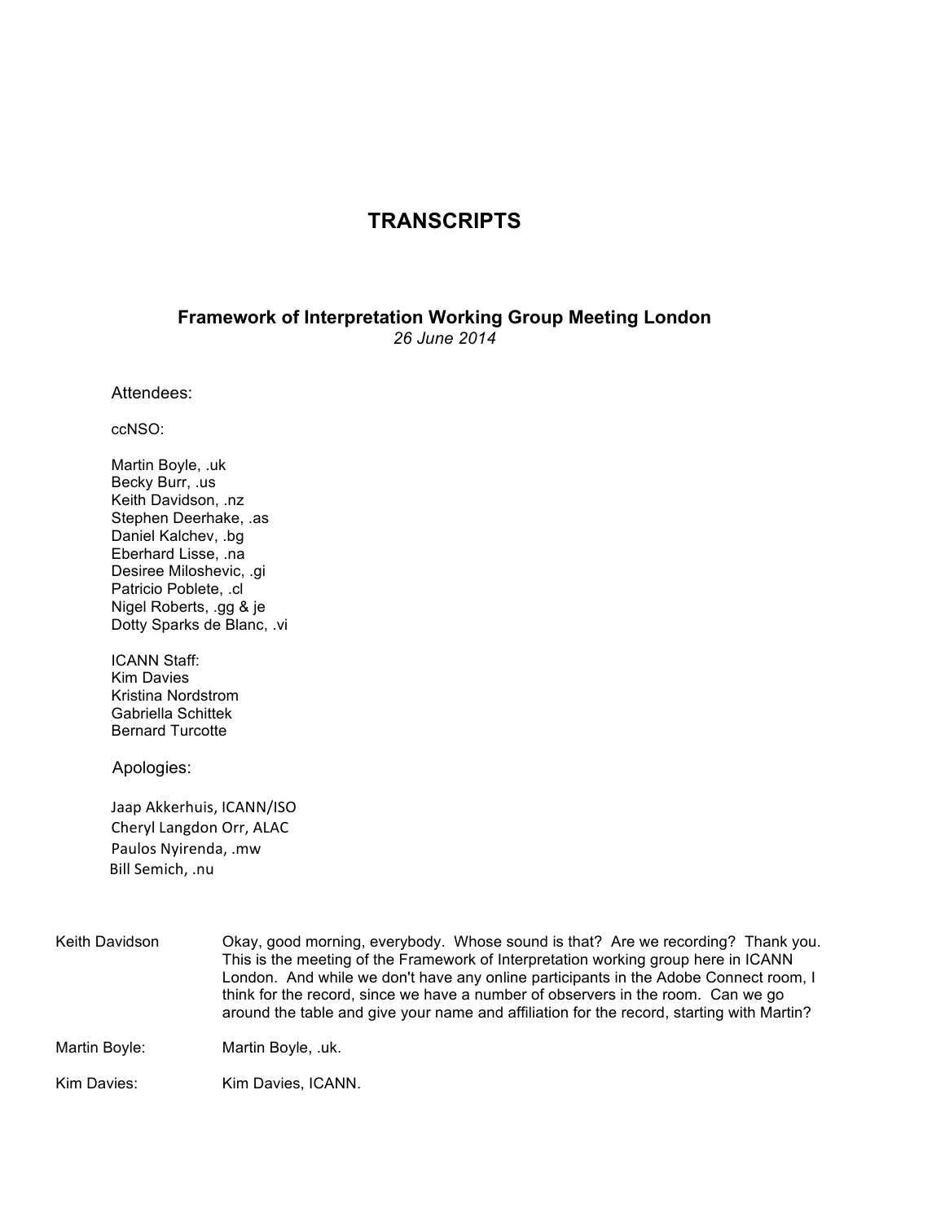# TRANSCRIPTS

## Framework of Interpretation Working Group Meeting London

*26 June 2014*

Attendees:

ccNSO:

Martin Boyle, .uk
Becky Burr, .us
Keith Davidson, .nz
Stephen Deerhake, .as
Daniel Kalchev, .bg
Eberhard Lisse, .na
Desiree Miloshevic, .gi
Patricio Poblete, .cl
Nigel Roberts, .gg & je
Dotty Sparks de Blanc, .vi

ICANN Staff:
Kim Davies
Kristina Nordstrom
Gabriella Schittek
Bernard Turcotte

Apologies:

Jaap Akkerhuis, ICANN/ISO
Cheryl Langdon Orr, ALAC
Paulos Nyirenda, .mw
Bill Semich, .nu

| | |
|---|---|
| Keith Davidson | Okay, good morning, everybody. Whose sound is that? Are we recording? Thank you. This is the meeting of the Framework of Interpretation working group here in ICANN London. And while we don't have any online participants in the Adobe Connect room, I think for the record, since we have a number of observers in the room. Can we go around the table and give your name and affiliation for the record, starting with Martin? |
| Martin Boyle: | Martin Boyle, .uk. |
| Kim Davies: | Kim Davies, ICANN. |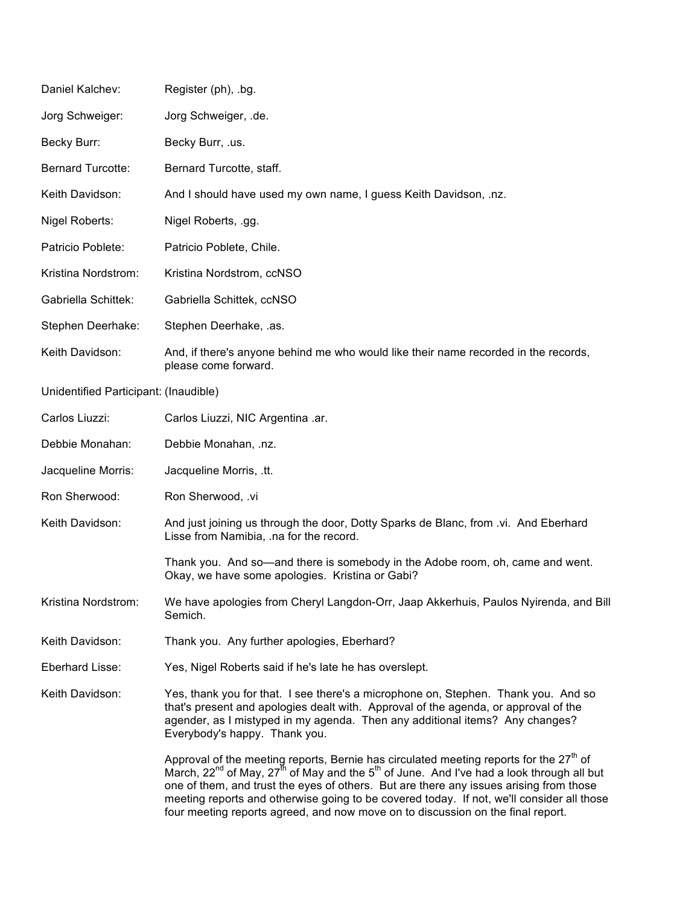Daniel Kalchev: Register (ph), .bg.

Jorg Schweiger: Jorg Schweiger, .de.

Becky Burr: Becky Burr, .us.

Bernard Turcotte: Bernard Turcotte, staff.

Keith Davidson: And I should have used my own name, I guess Keith Davidson, .nz.

Nigel Roberts: Nigel Roberts, .gg.

Patricio Poblete: Patricio Poblete, Chile.

Kristina Nordstrom: Kristina Nordstrom, ccNSO

Gabriella Schittek: Gabriella Schittek, ccNSO

Stephen Deerhake: Stephen Deerhake, .as.

Keith Davidson: And, if there's anyone behind me who would like their name recorded in the records, please come forward.

Unidentified Participant: (Inaudible)

Carlos Liuzzi: Carlos Liuzzi, NIC Argentina .ar.

Debbie Monahan: Debbie Monahan, .nz.

Jacqueline Morris: Jacqueline Morris, .tt.

Ron Sherwood: Ron Sherwood, .vi

Keith Davidson: And just joining us through the door, Dotty Sparks de Blanc, from .vi. And Eberhard Lisse from Namibia, .na for the record.

Thank you. And so—and there is somebody in the Adobe room, oh, came and went. Okay, we have some apologies. Kristina or Gabi?

Kristina Nordstrom: We have apologies from Cheryl Langdon-Orr, Jaap Akkerhuis, Paulos Nyirenda, and Bill Semich.

Keith Davidson: Thank you. Any further apologies, Eberhard?

Eberhard Lisse: Yes, Nigel Roberts said if he's late he has overslept.

Keith Davidson: Yes, thank you for that. I see there's a microphone on, Stephen. Thank you. And so that's present and apologies dealt with. Approval of the agenda, or approval of the agender, as I mistyped in my agenda. Then any additional items? Any changes? Everybody's happy. Thank you.

Approval of the meeting reports, Bernie has circulated meeting reports for the 27th of March, 22nd of May, 27th of May and the 5th of June. And I've had a look through all but one of them, and trust the eyes of others. But are there any issues arising from those meeting reports and otherwise going to be covered today. If not, we'll consider all those four meeting reports agreed, and now move on to discussion on the final report.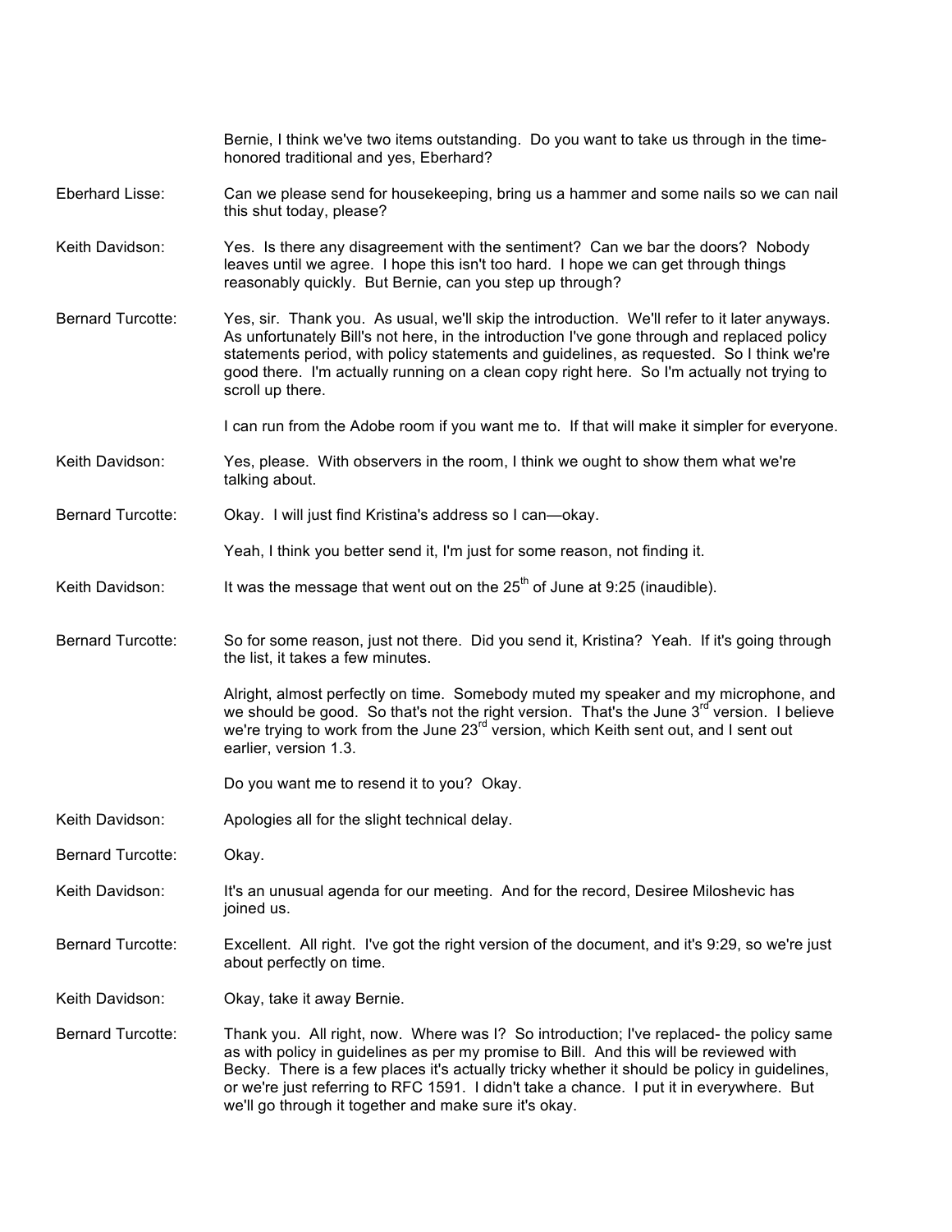Bernie, I think we've two items outstanding. Do you want to take us through in the time-honored traditional and yes, Eberhard?

**Eberhard Lisse:** Can we please send for housekeeping, bring us a hammer and some nails so we can nail this shut today, please?

**Keith Davidson:** Yes. Is there any disagreement with the sentiment? Can we bar the doors? Nobody leaves until we agree. I hope this isn't too hard. I hope we can get through things reasonably quickly. But Bernie, can you step up through?

**Bernard Turcotte:** Yes, sir. Thank you. As usual, we'll skip the introduction. We'll refer to it later anyways. As unfortunately Bill's not here, in the introduction I've gone through and replaced policy statements period, with policy statements and guidelines, as requested. So I think we're good there. I'm actually running on a clean copy right here. So I'm actually not trying to scroll up there.

I can run from the Adobe room if you want me to. If that will make it simpler for everyone.

**Keith Davidson:** Yes, please. With observers in the room, I think we ought to show them what we're talking about.

**Bernard Turcotte:** Okay. I will just find Kristina's address so I can—okay.

Yeah, I think you better send it, I'm just for some reason, not finding it.

**Keith Davidson:** It was the message that went out on the 25th of June at 9:25 (inaudible).

**Bernard Turcotte:** So for some reason, just not there. Did you send it, Kristina? Yeah. If it's going through the list, it takes a few minutes.

Alright, almost perfectly on time. Somebody muted my speaker and my microphone, and we should be good. So that's not the right version. That's the June 3rd version. I believe we're trying to work from the June 23rd version, which Keith sent out, and I sent out earlier, version 1.3.

Do you want me to resend it to you? Okay.

**Keith Davidson:** Apologies all for the slight technical delay.

**Bernard Turcotte:** Okay.

**Keith Davidson:** It's an unusual agenda for our meeting. And for the record, Desiree Miloshevic has joined us.

**Bernard Turcotte:** Excellent. All right. I've got the right version of the document, and it's 9:29, so we're just about perfectly on time.

**Keith Davidson:** Okay, take it away Bernie.

**Bernard Turcotte:** Thank you. All right, now. Where was I? So introduction; I've replaced- the policy same as with policy in guidelines as per my promise to Bill. And this will be reviewed with Becky. There is a few places it's actually tricky whether it should be policy in guidelines, or we're just referring to RFC 1591. I didn't take a chance. I put it in everywhere. But we'll go through it together and make sure it's okay.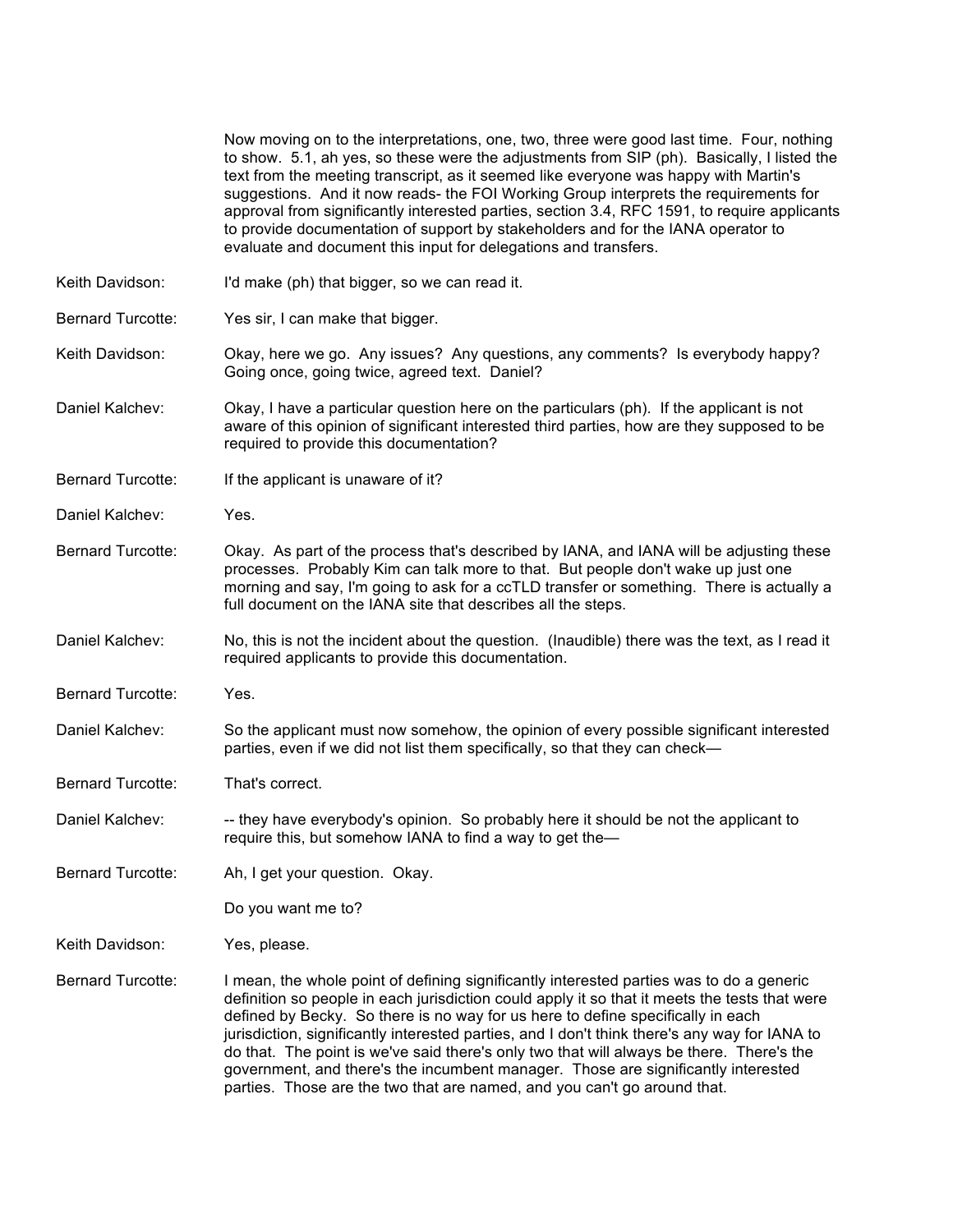Now moving on to the interpretations, one, two, three were good last time. Four, nothing to show. 5.1, ah yes, so these were the adjustments from SIP (ph). Basically, I listed the text from the meeting transcript, as it seemed like everyone was happy with Martin's suggestions. And it now reads- the FOI Working Group interprets the requirements for approval from significantly interested parties, section 3.4, RFC 1591, to require applicants to provide documentation of support by stakeholders and for the IANA operator to evaluate and document this input for delegations and transfers.

**Keith Davidson:** I'd make (ph) that bigger, so we can read it.

**Bernard Turcotte:** Yes sir, I can make that bigger.

**Keith Davidson:** Okay, here we go. Any issues? Any questions, any comments? Is everybody happy? Going once, going twice, agreed text. Daniel?

**Daniel Kalchev:** Okay, I have a particular question here on the particulars (ph). If the applicant is not aware of this opinion of significant interested third parties, how are they supposed to be required to provide this documentation?

**Bernard Turcotte:** If the applicant is unaware of it?

**Daniel Kalchev:** Yes.

**Bernard Turcotte:** Okay. As part of the process that's described by IANA, and IANA will be adjusting these processes. Probably Kim can talk more to that. But people don't wake up just one morning and say, I'm going to ask for a ccTLD transfer or something. There is actually a full document on the IANA site that describes all the steps.

**Daniel Kalchev:** No, this is not the incident about the question. (Inaudible) there was the text, as I read it required applicants to provide this documentation.

**Bernard Turcotte:** Yes.

**Daniel Kalchev:** So the applicant must now somehow, the opinion of every possible significant interested parties, even if we did not list them specifically, so that they can check—

**Bernard Turcotte:** That's correct.

**Daniel Kalchev:** -- they have everybody's opinion. So probably here it should be not the applicant to require this, but somehow IANA to find a way to get the—

**Bernard Turcotte:** Ah, I get your question. Okay.

Do you want me to?

**Keith Davidson:** Yes, please.

**Bernard Turcotte:** I mean, the whole point of defining significantly interested parties was to do a generic definition so people in each jurisdiction could apply it so that it meets the tests that were defined by Becky. So there is no way for us here to define specifically in each jurisdiction, significantly interested parties, and I don't think there's any way for IANA to do that. The point is we've said there's only two that will always be there. There's the government, and there's the incumbent manager. Those are significantly interested parties. Those are the two that are named, and you can't go around that.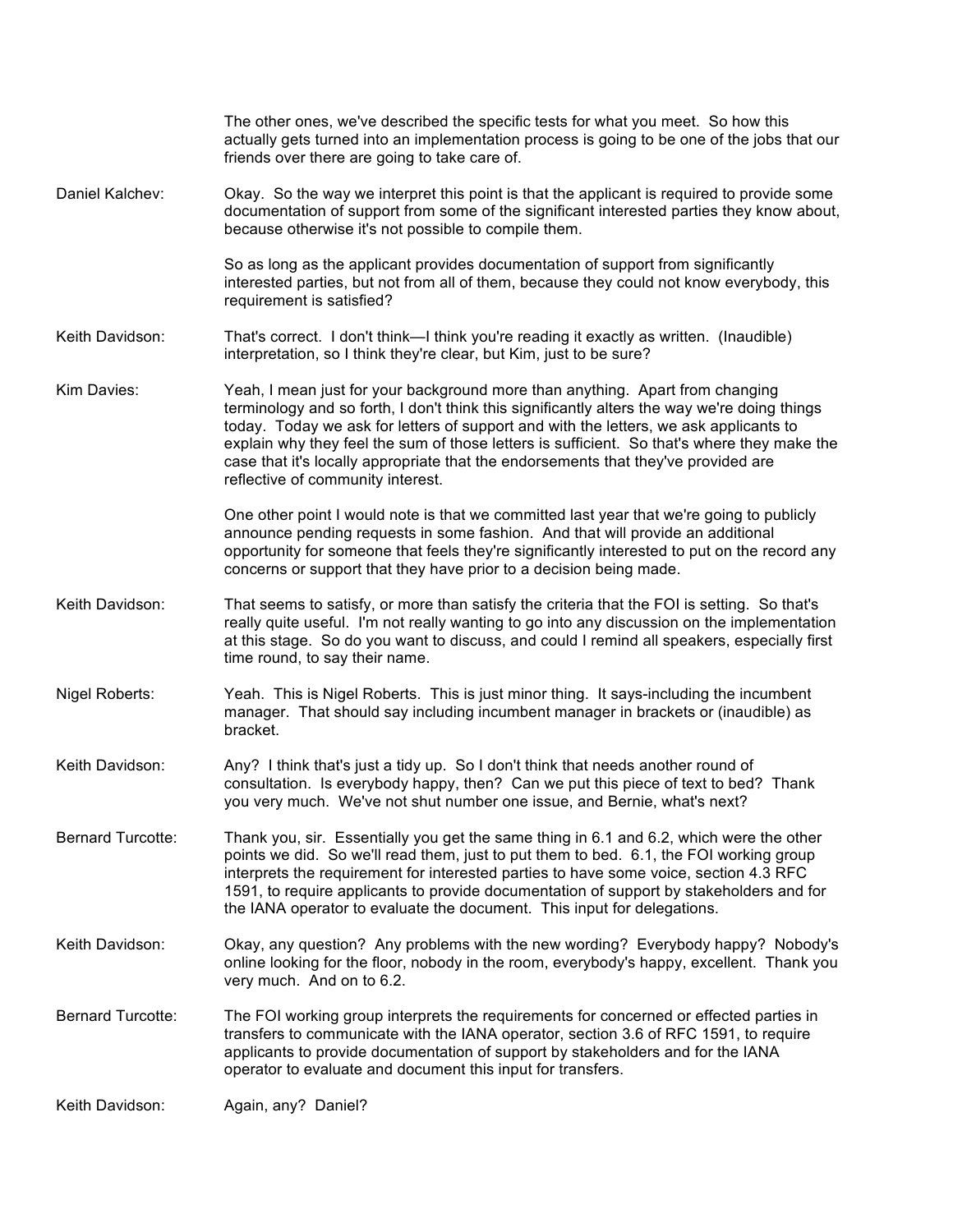The other ones, we've described the specific tests for what you meet. So how this actually gets turned into an implementation process is going to be one of the jobs that our friends over there are going to take care of.

**Daniel Kalchev:** Okay. So the way we interpret this point is that the applicant is required to provide some documentation of support from some of the significant interested parties they know about, because otherwise it's not possible to compile them.

So as long as the applicant provides documentation of support from significantly interested parties, but not from all of them, because they could not know everybody, this requirement is satisfied?

**Keith Davidson:** That's correct. I don't think—I think you're reading it exactly as written. (Inaudible) interpretation, so I think they're clear, but Kim, just to be sure?

**Kim Davies:** Yeah, I mean just for your background more than anything. Apart from changing terminology and so forth, I don't think this significantly alters the way we're doing things today. Today we ask for letters of support and with the letters, we ask applicants to explain why they feel the sum of those letters is sufficient. So that's where they make the case that it's locally appropriate that the endorsements that they've provided are reflective of community interest.

One other point I would note is that we committed last year that we're going to publicly announce pending requests in some fashion. And that will provide an additional opportunity for someone that feels they're significantly interested to put on the record any concerns or support that they have prior to a decision being made.

**Keith Davidson:** That seems to satisfy, or more than satisfy the criteria that the FOI is setting. So that's really quite useful. I'm not really wanting to go into any discussion on the implementation at this stage. So do you want to discuss, and could I remind all speakers, especially first time round, to say their name.

**Nigel Roberts:** Yeah. This is Nigel Roberts. This is just minor thing. It says-including the incumbent manager. That should say including incumbent manager in brackets or (inaudible) as bracket.

**Keith Davidson:** Any? I think that's just a tidy up. So I don't think that needs another round of consultation. Is everybody happy, then? Can we put this piece of text to bed? Thank you very much. We've not shut number one issue, and Bernie, what's next?

**Bernard Turcotte:** Thank you, sir. Essentially you get the same thing in 6.1 and 6.2, which were the other points we did. So we'll read them, just to put them to bed. 6.1, the FOI working group interprets the requirement for interested parties to have some voice, section 4.3 RFC 1591, to require applicants to provide documentation of support by stakeholders and for the IANA operator to evaluate the document. This input for delegations.

**Keith Davidson:** Okay, any question? Any problems with the new wording? Everybody happy? Nobody's online looking for the floor, nobody in the room, everybody's happy, excellent. Thank you very much. And on to 6.2.

**Bernard Turcotte:** The FOI working group interprets the requirements for concerned or effected parties in transfers to communicate with the IANA operator, section 3.6 of RFC 1591, to require applicants to provide documentation of support by stakeholders and for the IANA operator to evaluate and document this input for transfers.

**Keith Davidson:** Again, any? Daniel?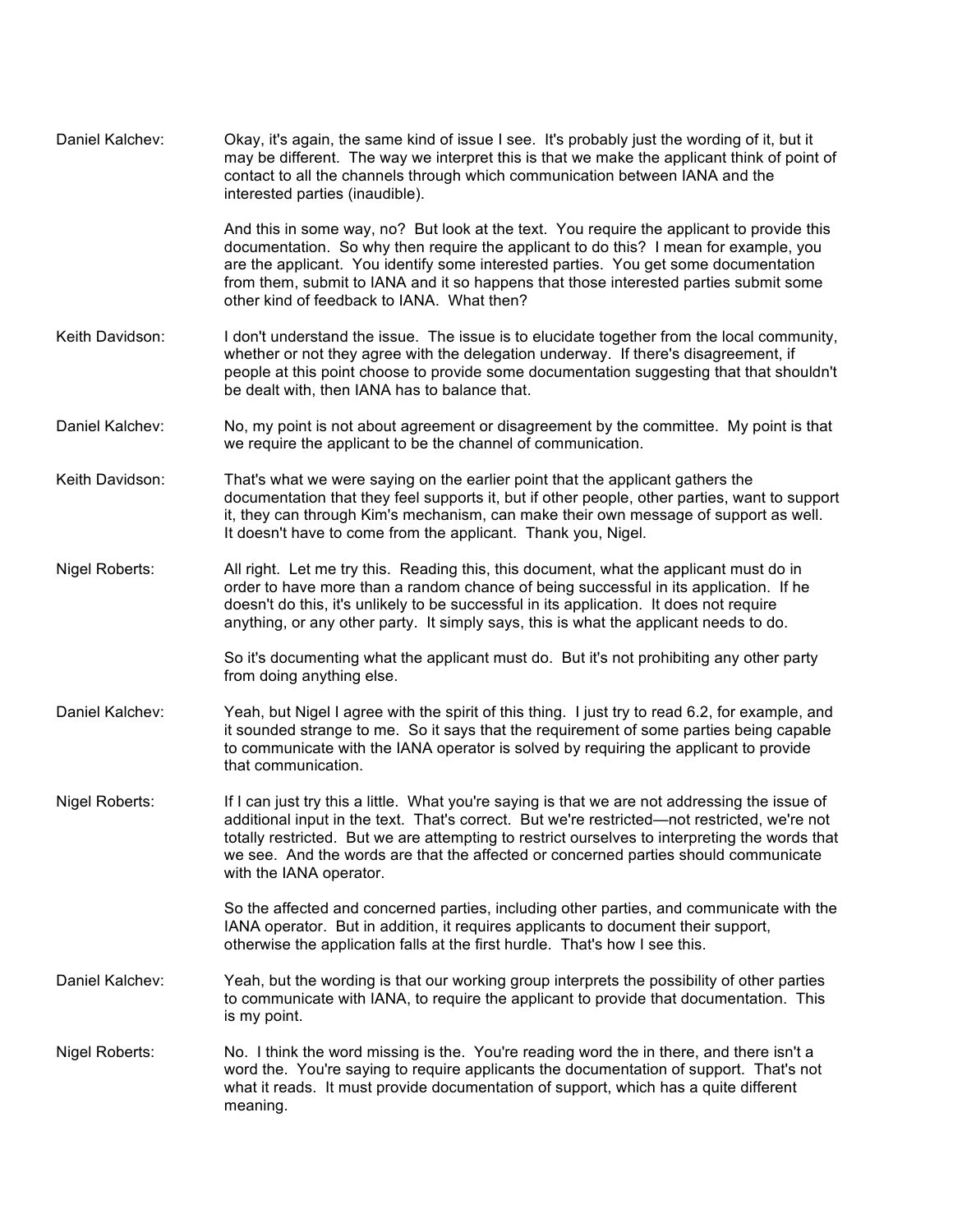Daniel Kalchev: Okay, it's again, the same kind of issue I see. It's probably just the wording of it, but it may be different. The way we interpret this is that we make the applicant think of point of contact to all the channels through which communication between IANA and the interested parties (inaudible).

And this in some way, no? But look at the text. You require the applicant to provide this documentation. So why then require the applicant to do this? I mean for example, you are the applicant. You identify some interested parties. You get some documentation from them, submit to IANA and it so happens that those interested parties submit some other kind of feedback to IANA. What then?

Keith Davidson: I don't understand the issue. The issue is to elucidate together from the local community, whether or not they agree with the delegation underway. If there's disagreement, if people at this point choose to provide some documentation suggesting that that shouldn't be dealt with, then IANA has to balance that.

Daniel Kalchev: No, my point is not about agreement or disagreement by the committee. My point is that we require the applicant to be the channel of communication.

Keith Davidson: That's what we were saying on the earlier point that the applicant gathers the documentation that they feel supports it, but if other people, other parties, want to support it, they can through Kim's mechanism, can make their own message of support as well. It doesn't have to come from the applicant. Thank you, Nigel.

Nigel Roberts: All right. Let me try this. Reading this, this document, what the applicant must do in order to have more than a random chance of being successful in its application. If he doesn't do this, it's unlikely to be successful in its application. It does not require anything, or any other party. It simply says, this is what the applicant needs to do.

So it's documenting what the applicant must do. But it's not prohibiting any other party from doing anything else.

Daniel Kalchev: Yeah, but Nigel I agree with the spirit of this thing. I just try to read 6.2, for example, and it sounded strange to me. So it says that the requirement of some parties being capable to communicate with the IANA operator is solved by requiring the applicant to provide that communication.

Nigel Roberts: If I can just try this a little. What you're saying is that we are not addressing the issue of additional input in the text. That's correct. But we're restricted—not restricted, we're not totally restricted. But we are attempting to restrict ourselves to interpreting the words that we see. And the words are that the affected or concerned parties should communicate with the IANA operator.

So the affected and concerned parties, including other parties, and communicate with the IANA operator. But in addition, it requires applicants to document their support, otherwise the application falls at the first hurdle. That's how I see this.

Daniel Kalchev: Yeah, but the wording is that our working group interprets the possibility of other parties to communicate with IANA, to require the applicant to provide that documentation. This is my point.

Nigel Roberts: No. I think the word missing is the. You're reading word the in there, and there isn't a word the. You're saying to require applicants the documentation of support. That's not what it reads. It must provide documentation of support, which has a quite different meaning.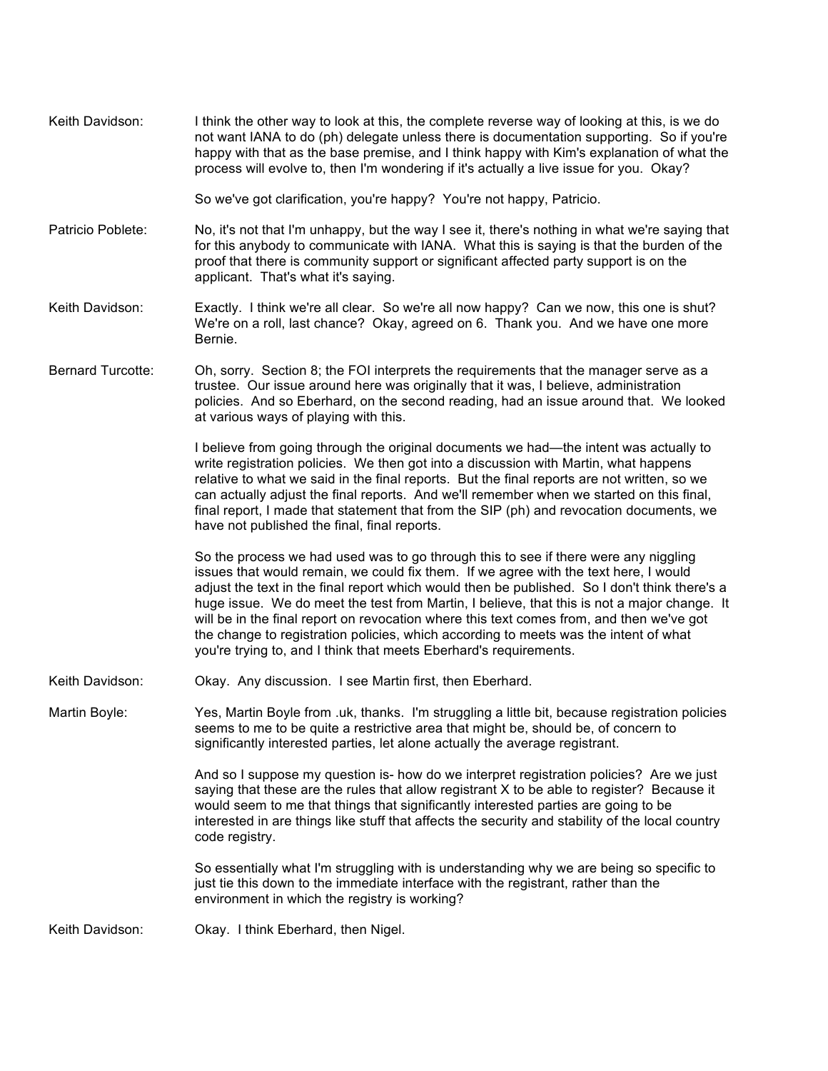Keith Davidson: I think the other way to look at this, the complete reverse way of looking at this, is we do not want IANA to do (ph) delegate unless there is documentation supporting. So if you're happy with that as the base premise, and I think happy with Kim's explanation of what the process will evolve to, then I'm wondering if it's actually a live issue for you. Okay?

So we've got clarification, you're happy? You're not happy, Patricio.

Patricio Poblete: No, it's not that I'm unhappy, but the way I see it, there's nothing in what we're saying that for this anybody to communicate with IANA. What this is saying is that the burden of the proof that there is community support or significant affected party support is on the applicant. That's what it's saying.

Keith Davidson: Exactly. I think we're all clear. So we're all now happy? Can we now, this one is shut? We're on a roll, last chance? Okay, agreed on 6. Thank you. And we have one more Bernie.

Bernard Turcotte: Oh, sorry. Section 8; the FOI interprets the requirements that the manager serve as a trustee. Our issue around here was originally that it was, I believe, administration policies. And so Eberhard, on the second reading, had an issue around that. We looked at various ways of playing with this.

I believe from going through the original documents we had—the intent was actually to write registration policies. We then got into a discussion with Martin, what happens relative to what we said in the final reports. But the final reports are not written, so we can actually adjust the final reports. And we'll remember when we started on this final, final report, I made that statement that from the SIP (ph) and revocation documents, we have not published the final, final reports.

So the process we had used was to go through this to see if there were any niggling issues that would remain, we could fix them. If we agree with the text here, I would adjust the text in the final report which would then be published. So I don't think there's a huge issue. We do meet the test from Martin, I believe, that this is not a major change. It will be in the final report on revocation where this text comes from, and then we've got the change to registration policies, which according to meets was the intent of what you're trying to, and I think that meets Eberhard's requirements.

Keith Davidson: Okay. Any discussion. I see Martin first, then Eberhard.

Martin Boyle: Yes, Martin Boyle from .uk, thanks. I'm struggling a little bit, because registration policies seems to me to be quite a restrictive area that might be, should be, of concern to significantly interested parties, let alone actually the average registrant.

And so I suppose my question is- how do we interpret registration policies? Are we just saying that these are the rules that allow registrant X to be able to register? Because it would seem to me that things that significantly interested parties are going to be interested in are things like stuff that affects the security and stability of the local country code registry.

So essentially what I'm struggling with is understanding why we are being so specific to just tie this down to the immediate interface with the registrant, rather than the environment in which the registry is working?

Keith Davidson: Okay. I think Eberhard, then Nigel.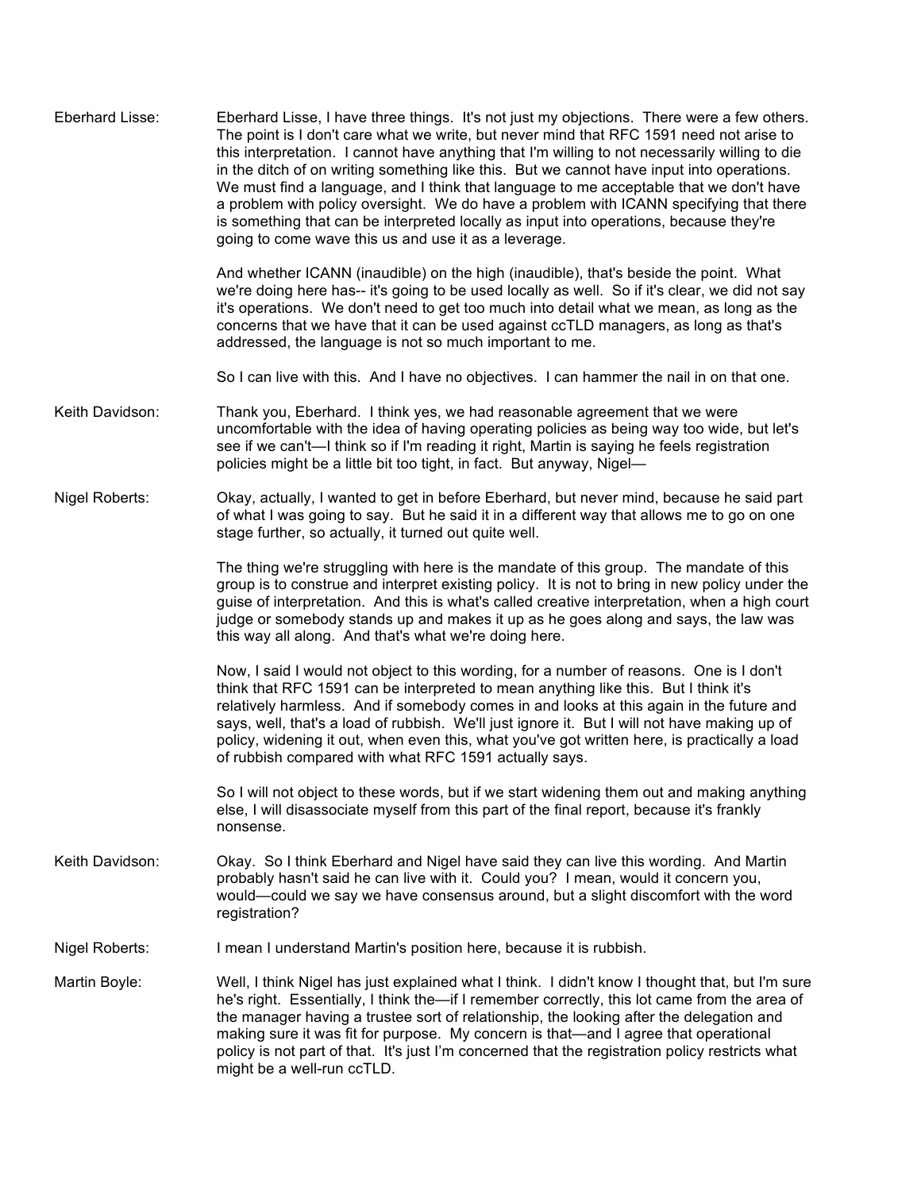Eberhard Lisse: Eberhard Lisse, I have three things. It's not just my objections. There were a few others. The point is I don't care what we write, but never mind that RFC 1591 need not arise to this interpretation. I cannot have anything that I'm willing to not necessarily willing to die in the ditch of on writing something like this. But we cannot have input into operations. We must find a language, and I think that language to me acceptable that we don't have a problem with policy oversight. We do have a problem with ICANN specifying that there is something that can be interpreted locally as input into operations, because they're going to come wave this us and use it as a leverage.

And whether ICANN (inaudible) on the high (inaudible), that's beside the point. What we're doing here has-- it's going to be used locally as well. So if it's clear, we did not say it's operations. We don't need to get too much into detail what we mean, as long as the concerns that we have that it can be used against ccTLD managers, as long as that's addressed, the language is not so much important to me.

So I can live with this. And I have no objectives. I can hammer the nail in on that one.

Keith Davidson: Thank you, Eberhard. I think yes, we had reasonable agreement that we were uncomfortable with the idea of having operating policies as being way too wide, but let's see if we can't—I think so if I'm reading it right, Martin is saying he feels registration policies might be a little bit too tight, in fact. But anyway, Nigel—

Nigel Roberts: Okay, actually, I wanted to get in before Eberhard, but never mind, because he said part of what I was going to say. But he said it in a different way that allows me to go on one stage further, so actually, it turned out quite well.

The thing we're struggling with here is the mandate of this group. The mandate of this group is to construe and interpret existing policy. It is not to bring in new policy under the guise of interpretation. And this is what's called creative interpretation, when a high court judge or somebody stands up and makes it up as he goes along and says, the law was this way all along. And that's what we're doing here.

Now, I said I would not object to this wording, for a number of reasons. One is I don't think that RFC 1591 can be interpreted to mean anything like this. But I think it's relatively harmless. And if somebody comes in and looks at this again in the future and says, well, that's a load of rubbish. We'll just ignore it. But I will not have making up of policy, widening it out, when even this, what you've got written here, is practically a load of rubbish compared with what RFC 1591 actually says.

So I will not object to these words, but if we start widening them out and making anything else, I will disassociate myself from this part of the final report, because it's frankly nonsense.

Keith Davidson: Okay. So I think Eberhard and Nigel have said they can live this wording. And Martin probably hasn't said he can live with it. Could you? I mean, would it concern you, would—could we say we have consensus around, but a slight discomfort with the word registration?

Nigel Roberts: I mean I understand Martin's position here, because it is rubbish.

Martin Boyle: Well, I think Nigel has just explained what I think. I didn't know I thought that, but I'm sure he's right. Essentially, I think the—if I remember correctly, this lot came from the area of the manager having a trustee sort of relationship, the looking after the delegation and making sure it was fit for purpose. My concern is that—and I agree that operational policy is not part of that. It's just I'm concerned that the registration policy restricts what might be a well-run ccTLD.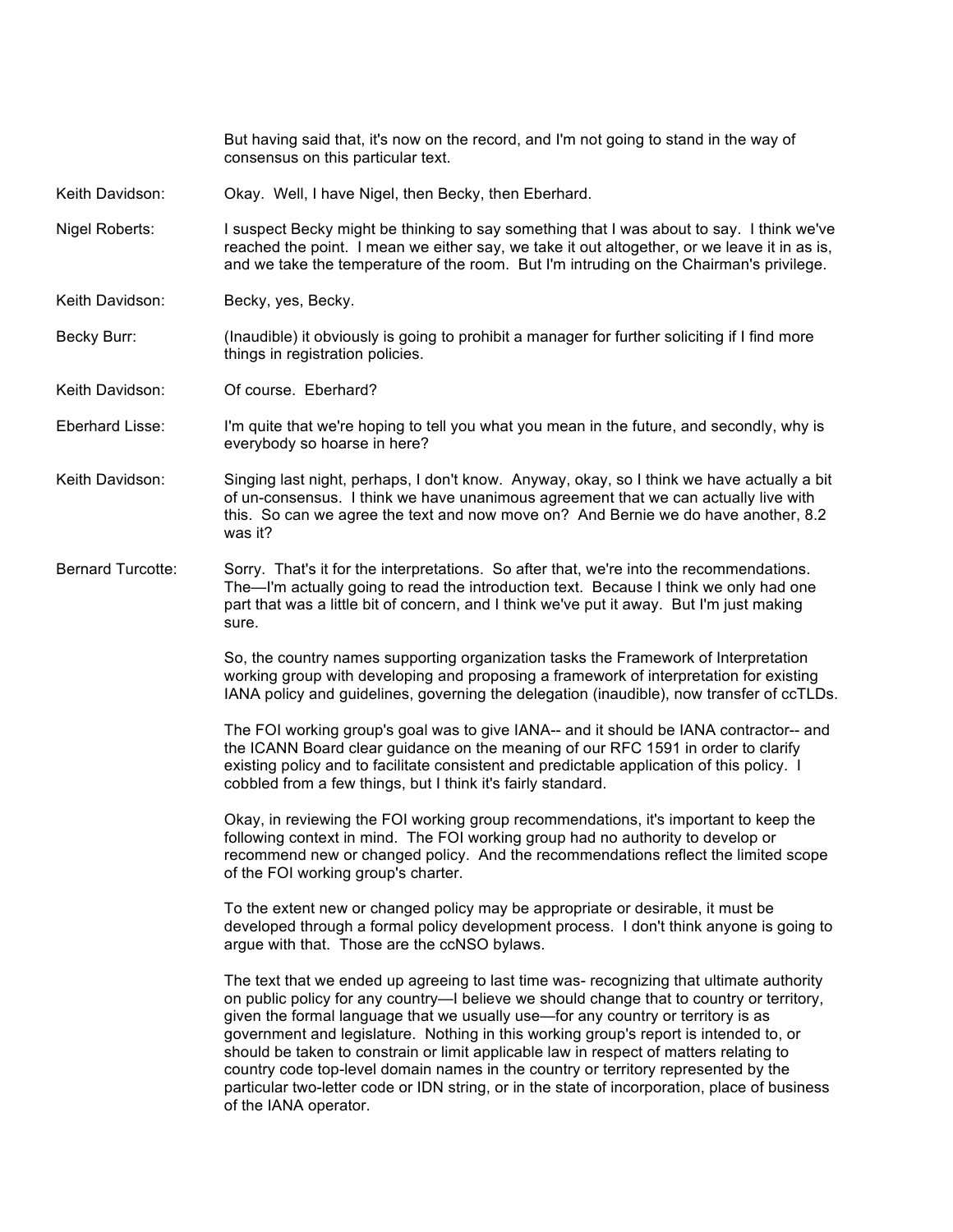But having said that, it's now on the record, and I'm not going to stand in the way of consensus on this particular text.

Keith Davidson: Okay. Well, I have Nigel, then Becky, then Eberhard.

Nigel Roberts: I suspect Becky might be thinking to say something that I was about to say. I think we've reached the point. I mean we either say, we take it out altogether, or we leave it in as is, and we take the temperature of the room. But I'm intruding on the Chairman's privilege.

Keith Davidson: Becky, yes, Becky.

Becky Burr: (Inaudible) it obviously is going to prohibit a manager for further soliciting if I find more things in registration policies.

Keith Davidson: Of course. Eberhard?

Eberhard Lisse: I'm quite that we're hoping to tell you what you mean in the future, and secondly, why is everybody so hoarse in here?

Keith Davidson: Singing last night, perhaps, I don't know. Anyway, okay, so I think we have actually a bit of un-consensus. I think we have unanimous agreement that we can actually live with this. So can we agree the text and now move on? And Bernie we do have another, 8.2 was it?

Bernard Turcotte: Sorry. That's it for the interpretations. So after that, we're into the recommendations. The—I'm actually going to read the introduction text. Because I think we only had one part that was a little bit of concern, and I think we've put it away. But I'm just making sure.

So, the country names supporting organization tasks the Framework of Interpretation working group with developing and proposing a framework of interpretation for existing IANA policy and guidelines, governing the delegation (inaudible), now transfer of ccTLDs.

The FOI working group's goal was to give IANA-- and it should be IANA contractor-- and the ICANN Board clear guidance on the meaning of our RFC 1591 in order to clarify existing policy and to facilitate consistent and predictable application of this policy. I cobbled from a few things, but I think it's fairly standard.

Okay, in reviewing the FOI working group recommendations, it's important to keep the following context in mind. The FOI working group had no authority to develop or recommend new or changed policy. And the recommendations reflect the limited scope of the FOI working group's charter.

To the extent new or changed policy may be appropriate or desirable, it must be developed through a formal policy development process. I don't think anyone is going to argue with that. Those are the ccNSO bylaws.

The text that we ended up agreeing to last time was- recognizing that ultimate authority on public policy for any country—I believe we should change that to country or territory, given the formal language that we usually use—for any country or territory is as government and legislature. Nothing in this working group's report is intended to, or should be taken to constrain or limit applicable law in respect of matters relating to country code top-level domain names in the country or territory represented by the particular two-letter code or IDN string, or in the state of incorporation, place of business of the IANA operator.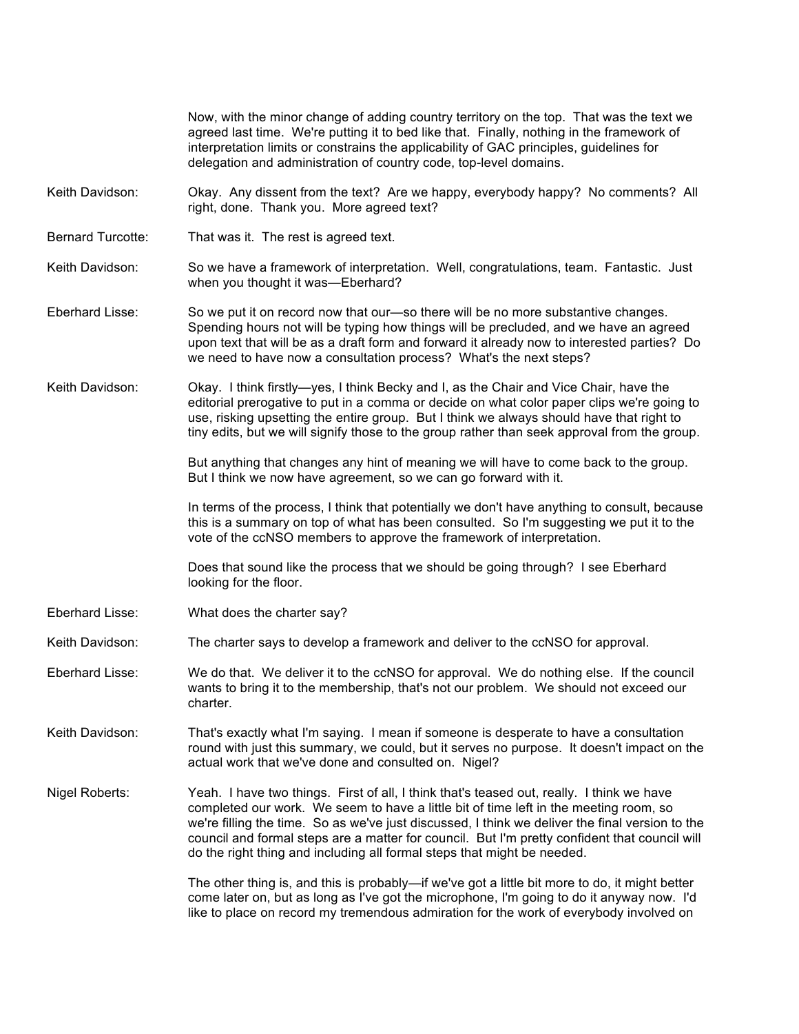Now, with the minor change of adding country territory on the top. That was the text we agreed last time. We're putting it to bed like that. Finally, nothing in the framework of interpretation limits or constrains the applicability of GAC principles, guidelines for delegation and administration of country code, top-level domains.

**Keith Davidson:** Okay. Any dissent from the text? Are we happy, everybody happy? No comments? All right, done. Thank you. More agreed text?

**Bernard Turcotte:** That was it. The rest is agreed text.

**Keith Davidson:** So we have a framework of interpretation. Well, congratulations, team. Fantastic. Just when you thought it was—Eberhard?

**Eberhard Lisse:** So we put it on record now that our—so there will be no more substantive changes. Spending hours not will be typing how things will be precluded, and we have an agreed upon text that will be as a draft form and forward it already now to interested parties? Do we need to have now a consultation process? What's the next steps?

**Keith Davidson:** Okay. I think firstly—yes, I think Becky and I, as the Chair and Vice Chair, have the editorial prerogative to put in a comma or decide on what color paper clips we're going to use, risking upsetting the entire group. But I think we always should have that right to tiny edits, but we will signify those to the group rather than seek approval from the group.

But anything that changes any hint of meaning we will have to come back to the group. But I think we now have agreement, so we can go forward with it.

In terms of the process, I think that potentially we don't have anything to consult, because this is a summary on top of what has been consulted. So I'm suggesting we put it to the vote of the ccNSO members to approve the framework of interpretation.

Does that sound like the process that we should be going through? I see Eberhard looking for the floor.

**Eberhard Lisse:** What does the charter say?

**Keith Davidson:** The charter says to develop a framework and deliver to the ccNSO for approval.

**Eberhard Lisse:** We do that. We deliver it to the ccNSO for approval. We do nothing else. If the council wants to bring it to the membership, that's not our problem. We should not exceed our charter.

**Keith Davidson:** That's exactly what I'm saying. I mean if someone is desperate to have a consultation round with just this summary, we could, but it serves no purpose. It doesn't impact on the actual work that we've done and consulted on. Nigel?

**Nigel Roberts:** Yeah. I have two things. First of all, I think that's teased out, really. I think we have completed our work. We seem to have a little bit of time left in the meeting room, so we're filling the time. So as we've just discussed, I think we deliver the final version to the council and formal steps are a matter for council. But I'm pretty confident that council will do the right thing and including all formal steps that might be needed.

The other thing is, and this is probably—if we've got a little bit more to do, it might better come later on, but as long as I've got the microphone, I'm going to do it anyway now. I'd like to place on record my tremendous admiration for the work of everybody involved on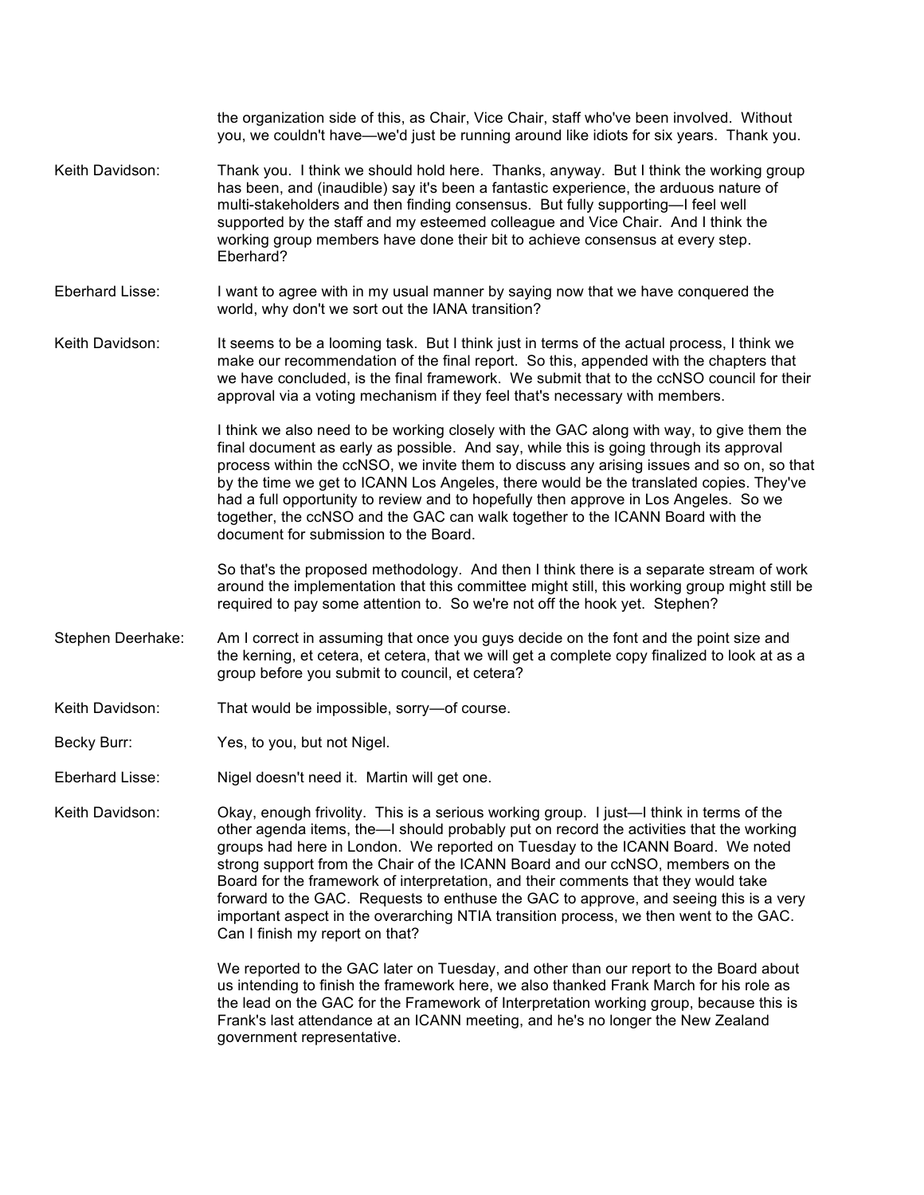the organization side of this, as Chair, Vice Chair, staff who've been involved. Without you, we couldn't have—we'd just be running around like idiots for six years. Thank you.

Keith Davidson: Thank you. I think we should hold here. Thanks, anyway. But I think the working group has been, and (inaudible) say it's been a fantastic experience, the arduous nature of multi-stakeholders and then finding consensus. But fully supporting—I feel well supported by the staff and my esteemed colleague and Vice Chair. And I think the working group members have done their bit to achieve consensus at every step. Eberhard?

Eberhard Lisse: I want to agree with in my usual manner by saying now that we have conquered the world, why don't we sort out the IANA transition?

Keith Davidson: It seems to be a looming task. But I think just in terms of the actual process, I think we make our recommendation of the final report. So this, appended with the chapters that we have concluded, is the final framework. We submit that to the ccNSO council for their approval via a voting mechanism if they feel that's necessary with members.

I think we also need to be working closely with the GAC along with way, to give them the final document as early as possible. And say, while this is going through its approval process within the ccNSO, we invite them to discuss any arising issues and so on, so that by the time we get to ICANN Los Angeles, there would be the translated copies. They've had a full opportunity to review and to hopefully then approve in Los Angeles. So we together, the ccNSO and the GAC can walk together to the ICANN Board with the document for submission to the Board.

So that's the proposed methodology. And then I think there is a separate stream of work around the implementation that this committee might still, this working group might still be required to pay some attention to. So we're not off the hook yet. Stephen?

Stephen Deerhake: Am I correct in assuming that once you guys decide on the font and the point size and the kerning, et cetera, et cetera, that we will get a complete copy finalized to look at as a group before you submit to council, et cetera?

Keith Davidson: That would be impossible, sorry—of course.

Becky Burr: Yes, to you, but not Nigel.

Eberhard Lisse: Nigel doesn't need it. Martin will get one.

Keith Davidson: Okay, enough frivolity. This is a serious working group. I just—I think in terms of the other agenda items, the—I should probably put on record the activities that the working groups had here in London. We reported on Tuesday to the ICANN Board. We noted strong support from the Chair of the ICANN Board and our ccNSO, members on the Board for the framework of interpretation, and their comments that they would take forward to the GAC. Requests to enthuse the GAC to approve, and seeing this is a very important aspect in the overarching NTIA transition process, we then went to the GAC. Can I finish my report on that?

We reported to the GAC later on Tuesday, and other than our report to the Board about us intending to finish the framework here, we also thanked Frank March for his role as the lead on the GAC for the Framework of Interpretation working group, because this is Frank's last attendance at an ICANN meeting, and he's no longer the New Zealand government representative.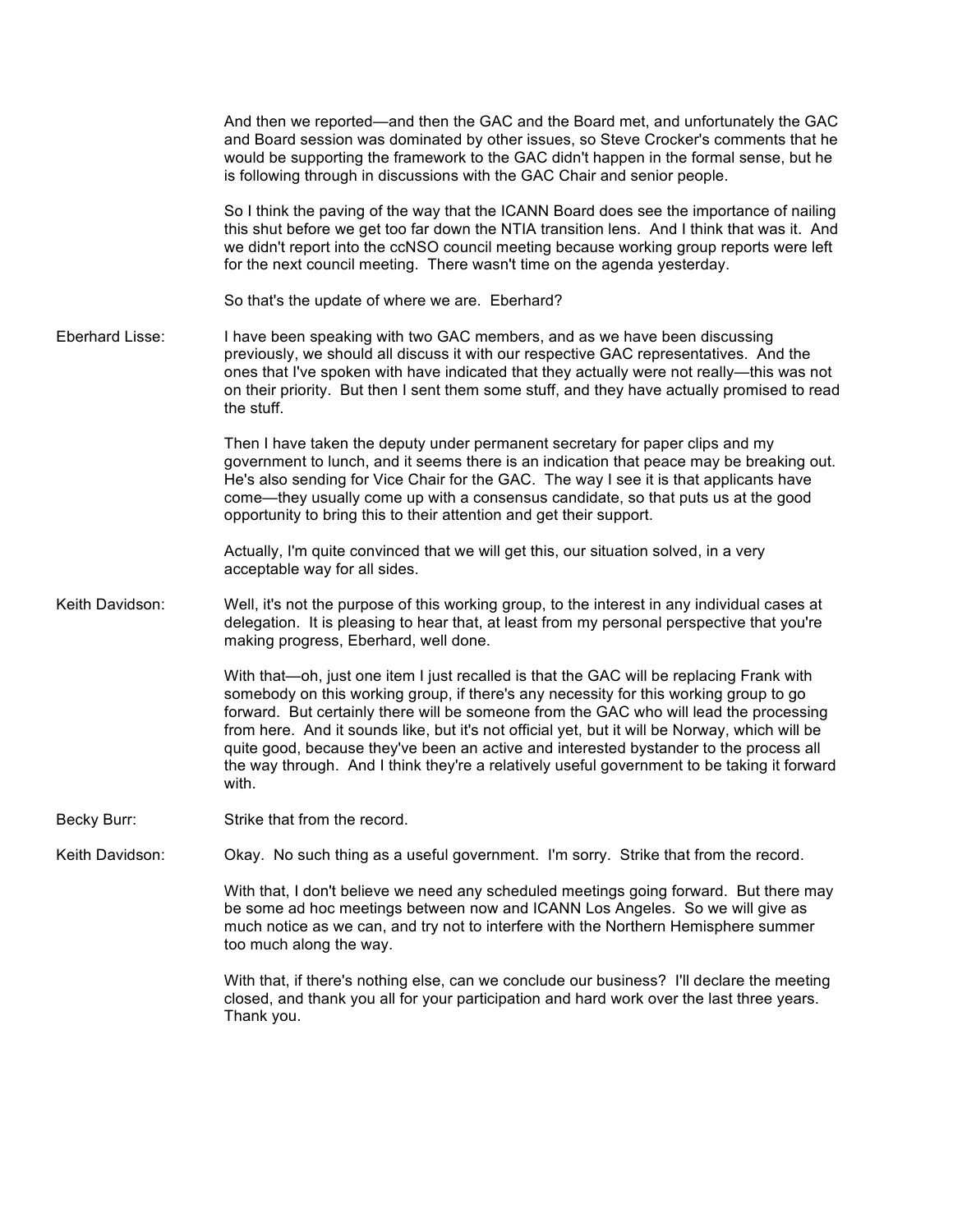And then we reported—and then the GAC and the Board met, and unfortunately the GAC and Board session was dominated by other issues, so Steve Crocker's comments that he would be supporting the framework to the GAC didn't happen in the formal sense, but he is following through in discussions with the GAC Chair and senior people.

So I think the paving of the way that the ICANN Board does see the importance of nailing this shut before we get too far down the NTIA transition lens. And I think that was it. And we didn't report into the ccNSO council meeting because working group reports were left for the next council meeting. There wasn't time on the agenda yesterday.

So that's the update of where we are. Eberhard?

Eberhard Lisse: I have been speaking with two GAC members, and as we have been discussing previously, we should all discuss it with our respective GAC representatives. And the ones that I've spoken with have indicated that they actually were not really—this was not on their priority. But then I sent them some stuff, and they have actually promised to read the stuff.

Then I have taken the deputy under permanent secretary for paper clips and my government to lunch, and it seems there is an indication that peace may be breaking out. He's also sending for Vice Chair for the GAC. The way I see it is that applicants have come—they usually come up with a consensus candidate, so that puts us at the good opportunity to bring this to their attention and get their support.

Actually, I'm quite convinced that we will get this, our situation solved, in a very acceptable way for all sides.

Keith Davidson: Well, it's not the purpose of this working group, to the interest in any individual cases at delegation. It is pleasing to hear that, at least from my personal perspective that you're making progress, Eberhard, well done.

With that—oh, just one item I just recalled is that the GAC will be replacing Frank with somebody on this working group, if there's any necessity for this working group to go forward. But certainly there will be someone from the GAC who will lead the processing from here. And it sounds like, but it's not official yet, but it will be Norway, which will be quite good, because they've been an active and interested bystander to the process all the way through. And I think they're a relatively useful government to be taking it forward with.

Becky Burr: Strike that from the record.

Keith Davidson: Okay. No such thing as a useful government. I'm sorry. Strike that from the record.

With that, I don't believe we need any scheduled meetings going forward. But there may be some ad hoc meetings between now and ICANN Los Angeles. So we will give as much notice as we can, and try not to interfere with the Northern Hemisphere summer too much along the way.

With that, if there's nothing else, can we conclude our business? I'll declare the meeting closed, and thank you all for your participation and hard work over the last three years. Thank you.